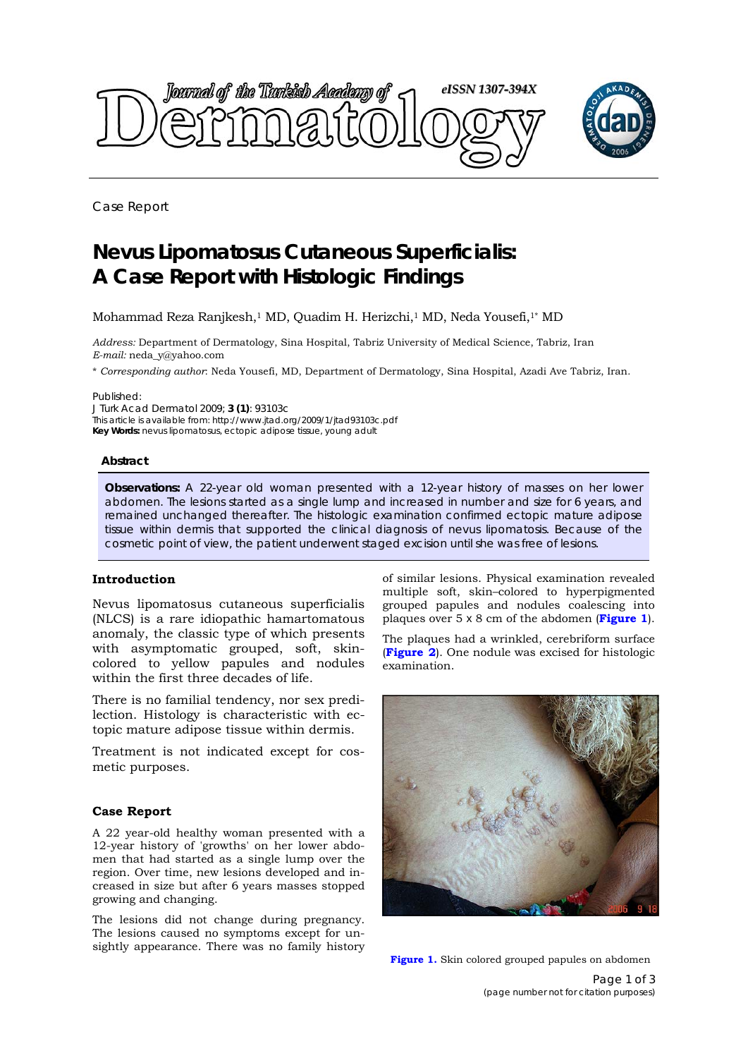Case Report

# Nevus Lipomatosus Cutaneous Superficialis: A Case Report with Histologic Findings

Mohammad Reza Ranjkesh,[1] MD, Quadim H. Herizchi,[1] MD, Neda Yousefi,[1*] MD

*Address:* Department of Dermatology, Sina Hospital, Tabriz University of Medical Science, Tabriz, Iran
*E-mail:* neda_y@yahoo.com

\* *Corresponding author*: Neda Yousefi, MD, Department of Dermatology, Sina Hospital, Azadi Ave Tabriz, Iran.

Published:
J Turk Acad Dermatol 2009; **3 (1)**: 93103c
This article is available from: http://www.jtad.org/2009/1/jtad93103c.pdf
**Key Words:** nevus lipomatosus, ectopic adipose tissue, young adult

### Abstract

**Observations:** A 22-year old woman presented with a 12-year history of masses on her lower abdomen. The lesions started as a single lump and increased in number and size for 6 years, and remained unchanged thereafter. The histologic examination confirmed ectopic mature adipose tissue within dermis that supported the clinical diagnosis of nevus lipomatosis. Because of the cosmetic point of view, the patient underwent staged excision until she was free of lesions.

## Introduction

Nevus lipomatosus cutaneous superficialis (NLCS) is a rare idiopathic hamartomatous anomaly, the classic type of which presents with asymptomatic grouped, soft, skin-colored to yellow papules and nodules within the first three decades of life.

There is no familial tendency, nor sex predilection. Histology is characteristic with ectopic mature adipose tissue within dermis.

Treatment is not indicated except for cosmetic purposes.

## Case Report

A 22 year-old healthy woman presented with a 12-year history of 'growths' on her lower abdomen that had started as a single lump over the region. Over time, new lesions developed and increased in size but after 6 years masses stopped growing and changing.

The lesions did not change during pregnancy. The lesions caused no symptoms except for unsightly appearance. There was no family history of similar lesions. Physical examination revealed multiple soft, skin–colored to hyperpigmented grouped papules and nodules coalescing into plaques over 5 x 8 cm of the abdomen (**Figure 1**).

The plaques had a wrinkled, cerebriform surface (**Figure 2**). One nodule was excised for histologic examination.

**Figure 1.** Skin colored grouped papules on abdomen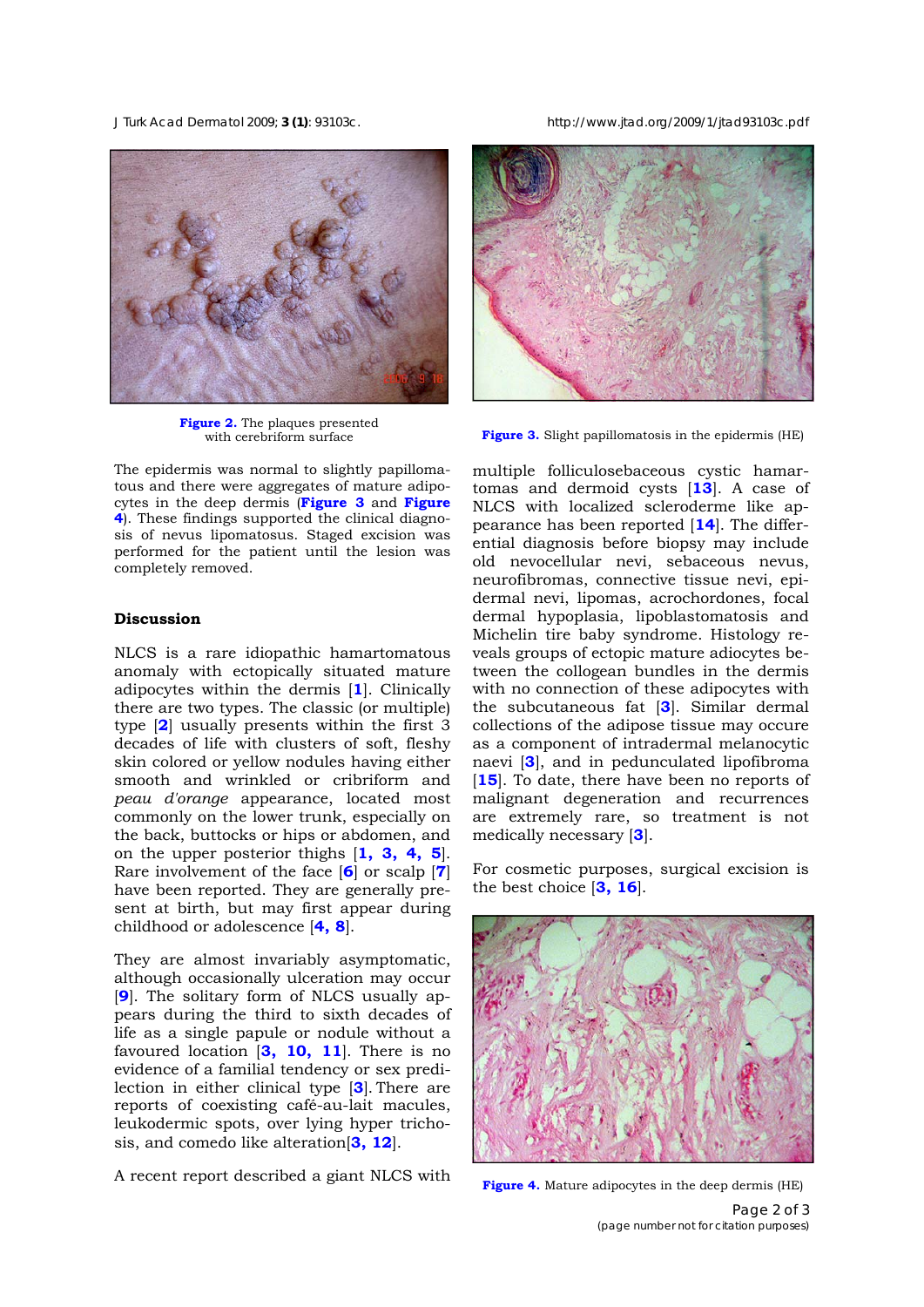Figure 2. The plaques presented with cerebriform surface

Figure 3. Slight papillomatosis in the epidermis (HE)

The epidermis was normal to slightly papillomatous and there were aggregates of mature adipocytes in the deep dermis (**Figure 3** and **Figure 4**). These findings supported the clinical diagnosis of nevus lipomatosus. Staged excision was performed for the patient until the lesion was completely removed.

## Discussion

NLCS is a rare idiopathic hamartomatous anomaly with ectopically situated mature adipocytes within the dermis [1]. Clinically there are two types. The classic (or multiple) type [2] usually presents within the first 3 decades of life with clusters of soft, fleshy skin colored or yellow nodules having either smooth and wrinkled or cribriform and *peau d'orange* appearance, located most commonly on the lower trunk, especially on the back, buttocks or hips or abdomen, and on the upper posterior thighs [1, 3, 4, 5]. Rare involvement of the face [6] or scalp [7] have been reported. They are generally present at birth, but may first appear during childhood or adolescence [4, 8].

They are almost invariably asymptomatic, although occasionally ulceration may occur [9]. The solitary form of NLCS usually appears during the third to sixth decades of life as a single papule or nodule without a favoured location [3, 10, 11]. There is no evidence of a familial tendency or sex predilection in either clinical type [3]. There are reports of coexisting café-au-lait macules, leukodermic spots, over lying hyper trichosis, and comedo like alteration[3, 12].

A recent report described a giant NLCS with multiple folliculosebaceous cystic hamartomas and dermoid cysts [13]. A case of NLCS with localized scleroderme like appearance has been reported [14]. The differential diagnosis before biopsy may include old nevocellular nevi, sebaceous nevus, neurofibromas, connective tissue nevi, epidermal nevi, lipomas, acrochordones, focal dermal hypoplasia, lipoblastomatosis and Michelin tire baby syndrome. Histology reveals groups of ectopic mature adiocytes between the collogean bundles in the dermis with no connection of these adipocytes with the subcutaneous fat [3]. Similar dermal collections of the adipose tissue may occure as a component of intradermal melanocytic naevi [3], and in pedunculated lipofibroma [15]. To date, there have been no reports of malignant degeneration and recurrences are extremely rare, so treatment is not medically necessary [3].

For cosmetic purposes, surgical excision is the best choice [3, 16].

Figure 4. Mature adipocytes in the deep dermis (HE)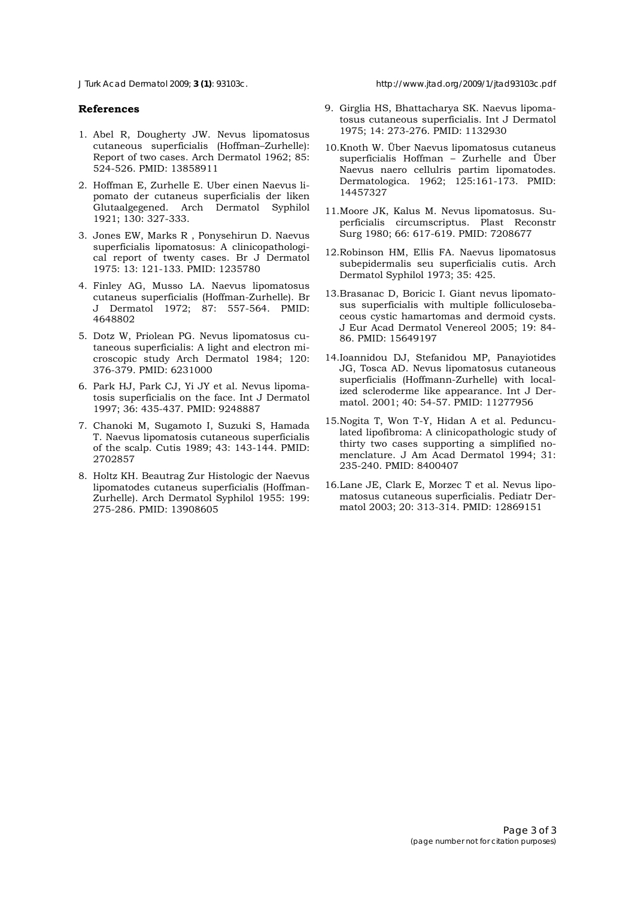## References

1. Abel R, Dougherty JW. Nevus lipomatosus cutaneous superficialis (Hoffman–Zurhelle): Report of two cases. Arch Dermatol 1962; 85: 524-526. PMID: 13858911
2. Hoffman E, Zurhelle E. Uber einen Naevus lipomato der cutaneus superficialis der liken Glutaalgegened. Arch Dermatol Syphilol 1921; 130: 327-333.
3. Jones EW, Marks R , Ponysehirun D. Naevus superficialis lipomatosus: A clinicopathological report of twenty cases. Br J Dermatol 1975: 13: 121-133. PMID: 1235780
4. Finley AG, Musso LA. Naevus lipomatosus cutaneus superficialis (Hoffman-Zurhelle). Br J Dermatol 1972; 87: 557-564. PMID: 4648802
5. Dotz W, Priolean PG. Nevus lipomatosus cutaneous superficialis: A light and electron microscopic study Arch Dermatol 1984; 120: 376-379. PMID: 6231000
6. Park HJ, Park CJ, Yi JY et al. Nevus lipomatosis superficialis on the face. Int J Dermatol 1997; 36: 435-437. PMID: 9248887
7. Chanoki M, Sugamoto I, Suzuki S, Hamada T. Naevus lipomatosis cutaneous superficialis of the scalp. Cutis 1989; 43: 143-144. PMID: 2702857
8. Holtz KH. Beautrag Zur Histologic der Naevus lipomatodes cutaneus superficialis (Hoffman-Zurhelle). Arch Dermatol Syphilol 1955: 199: 275-286. PMID: 13908605
9. Girglia HS, Bhattacharya SK. Naevus lipomatosus cutaneous superficialis. Int J Dermatol 1975; 14: 273-276. PMID: 1132930
10. Knoth W. Über Naevus lipomatosus cutaneus superficialis Hoffman – Zurhelle and Über Naevus naero cellulris partim lipomatodes. Dermatologica. 1962; 125:161-173. PMID: 14457327
11. Moore JK, Kalus M. Nevus lipomatosus. Superficialis circumscriptus. Plast Reconstr Surg 1980; 66: 617-619. PMID: 7208677
12. Robinson HM, Ellis FA. Naevus lipomatosus subepidermalis seu superficialis cutis. Arch Dermatol Syphilol 1973; 35: 425.
13. Brasanac D, Boricic I. Giant nevus lipomatosus superficialis with multiple folliculosebaceous cystic hamartomas and dermoid cysts. J Eur Acad Dermatol Venereol 2005; 19: 84-86. PMID: 15649197
14. Ioannidou DJ, Stefanidou MP, Panayiotides JG, Tosca AD. Nevus lipomatosus cutaneous superficialis (Hoffmann-Zurhelle) with localized scleroderme like appearance. Int J Dermatol. 2001; 40: 54-57. PMID: 11277956
15. Nogita T, Won T-Y, Hidan A et al. Pedunculated lipofibroma: A clinicopathologic study of thirty two cases supporting a simplified nomenclature. J Am Acad Dermatol 1994; 31: 235-240. PMID: 8400407
16. Lane JE, Clark E, Morzec T et al. Nevus lipomatosus cutaneous superficialis. Pediatr Dermatol 2003; 20: 313-314. PMID: 12869151